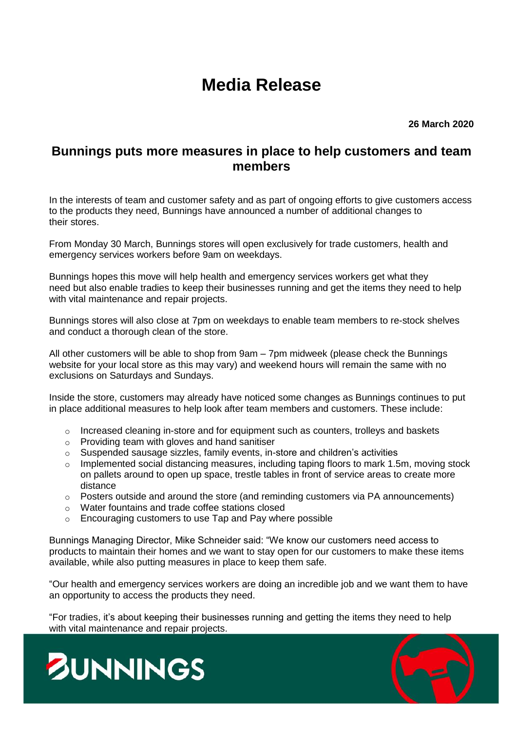# Media Release

**26 March 2020**

## Bunnings puts more measures in place to help customers and team members

In the interests of team and customer safety and as part of ongoing efforts to give customers access to the products they need, Bunnings have announced a number of additional changes to their stores.

From Monday 30 March, Bunnings stores will open exclusively for trade customers, health and emergency services workers before 9am on weekdays.

Bunnings hopes this move will help health and emergency services workers get what they need but also enable tradies to keep their businesses running and get the items they need to help with vital maintenance and repair projects.

Bunnings stores will also close at 7pm on weekdays to enable team members to re-stock shelves and conduct a thorough clean of the store.

All other customers will be able to shop from 9am – 7pm midweek (please check the Bunnings website for your local store as this may vary) and weekend hours will remain the same with no exclusions on Saturdays and Sundays.

Inside the store, customers may already have noticed some changes as Bunnings continues to put in place additional measures to help look after team members and customers. These include:

- Increased cleaning in-store and for equipment such as counters, trolleys and baskets
- Providing team with gloves and hand sanitiser
- Suspended sausage sizzles, family events, in-store and children's activities
- Implemented social distancing measures, including taping floors to mark 1.5m, moving stock on pallets around to open up space, trestle tables in front of service areas to create more distance
- Posters outside and around the store (and reminding customers via PA announcements)
- Water fountains and trade coffee stations closed
- Encouraging customers to use Tap and Pay where possible

Bunnings Managing Director, Mike Schneider said: "We know our customers need access to products to maintain their homes and we want to stay open for our customers to make these items available, while also putting measures in place to keep them safe.

"Our health and emergency services workers are doing an incredible job and we want them to have an opportunity to access the products they need.

"For tradies, it's about keeping their businesses running and getting the items they need to help with vital maintenance and repair projects.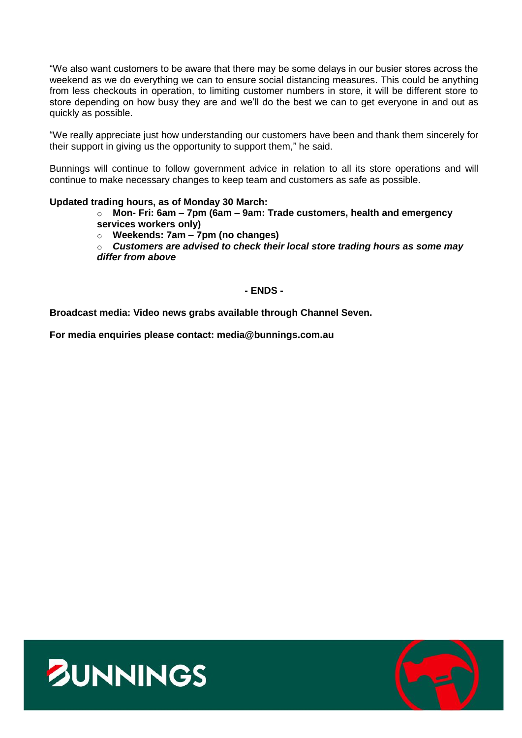"We also want customers to be aware that there may be some delays in our busier stores across the weekend as we do everything we can to ensure social distancing measures. This could be anything from less checkouts in operation, to limiting customer numbers in store, it will be different store to store depending on how busy they are and we'll do the best we can to get everyone in and out as quickly as possible.

"We really appreciate just how understanding our customers have been and thank them sincerely for their support in giving us the opportunity to support them," he said.

Bunnings will continue to follow government advice in relation to all its store operations and will continue to make necessary changes to keep team and customers as safe as possible.

**Updated trading hours, as of Monday 30 March:**

- **Mon- Fri: 6am – 7pm (6am – 9am: Trade customers, health and emergency services workers only)**
- **Weekends: 7am – 7pm (no changes)**
- ***Customers are advised to check their local store trading hours as some may differ from above***

**- ENDS -**

**Broadcast media: Video news grabs available through Channel Seven.**

**For media enquiries please contact: media@bunnings.com.au**